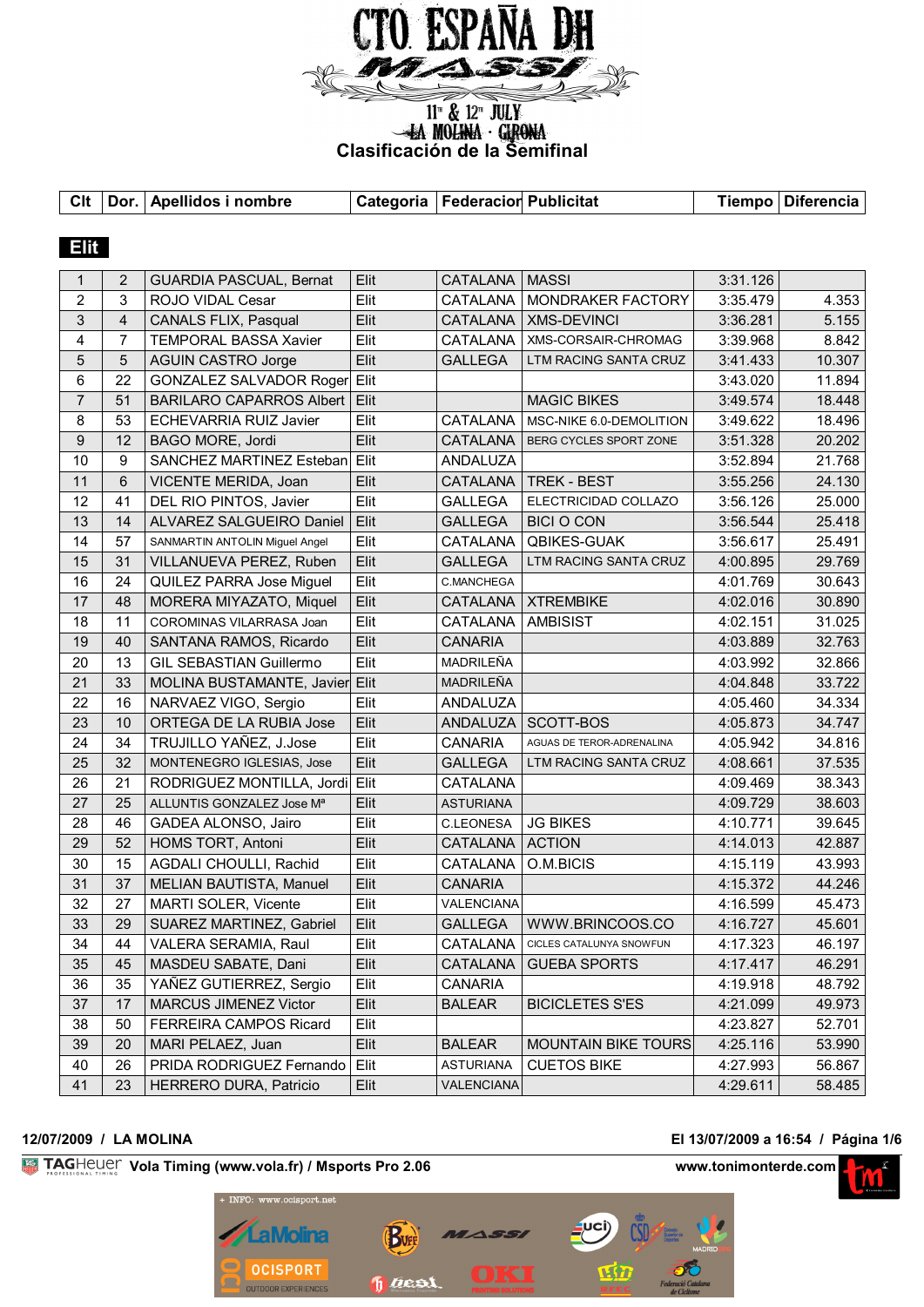# CTO. ESPAÑA DH

MASSI

11th & 12th JULY

LA MOLINA · GIRONA

## Clasificación de la Semifinal

### Elit

| Clt | Dor. | Apellidos i nombre | Categoria | Federacion | Publicitat | Tiempo | Diferencia |
|---|---|---|---|---|---|---|---|
| 1 | 2 | GUARDIA PASCUAL, Bernat | Elit | CATALANA | MASSI | 3:31.126 | |
| 2 | 3 | ROJO VIDAL Cesar | Elit | CATALANA | MONDRAKER FACTORY | 3:35.479 | 4.353 |
| 3 | 4 | CANALS FLIX, Pasqual | Elit | CATALANA | XMS-DEVINCI | 3:36.281 | 5.155 |
| 4 | 7 | TEMPORAL BASSA Xavier | Elit | CATALANA | XMS-CORSAIR-CHROMAG | 3:39.968 | 8.842 |
| 5 | 5 | AGUIN CASTRO Jorge | Elit | GALLEGA | LTM RACING SANTA CRUZ | 3:41.433 | 10.307 |
| 6 | 22 | GONZALEZ SALVADOR Roger | Elit | | | 3:43.020 | 11.894 |
| 7 | 51 | BARILARO CAPARROS Albert | Elit | | MAGIC BIKES | 3:49.574 | 18.448 |
| 8 | 53 | ECHEVARRIA RUIZ Javier | Elit | CATALANA | MSC-NIKE 6.0-DEMOLITION | 3:49.622 | 18.496 |
| 9 | 12 | BAGO MORE, Jordi | Elit | CATALANA | BERG CYCLES SPORT ZONE | 3:51.328 | 20.202 |
| 10 | 9 | SANCHEZ MARTINEZ Esteban | Elit | ANDALUZA | | 3:52.894 | 21.768 |
| 11 | 6 | VICENTE MERIDA, Joan | Elit | CATALANA | TREK - BEST | 3:55.256 | 24.130 |
| 12 | 41 | DEL RIO PINTOS, Javier | Elit | GALLEGA | ELECTRICIDAD COLLAZO | 3:56.126 | 25.000 |
| 13 | 14 | ALVAREZ SALGUEIRO Daniel | Elit | GALLEGA | BICI O CON | 3:56.544 | 25.418 |
| 14 | 57 | SANMARTIN ANTOLIN Miguel Angel | Elit | CATALANA | QBIKES-GUAK | 3:56.617 | 25.491 |
| 15 | 31 | VILLANUEVA PEREZ, Ruben | Elit | GALLEGA | LTM RACING SANTA CRUZ | 4:00.895 | 29.769 |
| 16 | 24 | QUILEZ PARRA Jose Miguel | Elit | C.MANCHEGA | | 4:01.769 | 30.643 |
| 17 | 48 | MORERA MIYAZATO, Miquel | Elit | CATALANA | XTREMBIKE | 4:02.016 | 30.890 |
| 18 | 11 | COROMINAS VILARRASA Joan | Elit | CATALANA | AMBISIST | 4:02.151 | 31.025 |
| 19 | 40 | SANTANA RAMOS, Ricardo | Elit | CANARIA | | 4:03.889 | 32.763 |
| 20 | 13 | GIL SEBASTIAN Guillermo | Elit | MADRILEÑA | | 4:03.992 | 32.866 |
| 21 | 33 | MOLINA BUSTAMANTE, Javier | Elit | MADRILEÑA | | 4:04.848 | 33.722 |
| 22 | 16 | NARVAEZ VIGO, Sergio | Elit | ANDALUZA | | 4:05.460 | 34.334 |
| 23 | 10 | ORTEGA DE LA RUBIA Jose | Elit | ANDALUZA | SCOTT-BOS | 4:05.873 | 34.747 |
| 24 | 34 | TRUJILLO YAÑEZ, J.Jose | Elit | CANARIA | AGUAS DE TEROR-ADRENALINA | 4:05.942 | 34.816 |
| 25 | 32 | MONTENEGRO IGLESIAS, Jose | Elit | GALLEGA | LTM RACING SANTA CRUZ | 4:08.661 | 37.535 |
| 26 | 21 | RODRIGUEZ MONTILLA, Jordi | Elit | CATALANA | | 4:09.469 | 38.343 |
| 27 | 25 | ALLUNTIS GONZALEZ Jose Mª | Elit | ASTURIANA | | 4:09.729 | 38.603 |
| 28 | 46 | GADEA ALONSO, Jairo | Elit | C.LEONESA | JG BIKES | 4:10.771 | 39.645 |
| 29 | 52 | HOMS TORT, Antoni | Elit | CATALANA | ACTION | 4:14.013 | 42.887 |
| 30 | 15 | AGDALI CHOULLI, Rachid | Elit | CATALANA | O.M.BICIS | 4:15.119 | 43.993 |
| 31 | 37 | MELIAN BAUTISTA, Manuel | Elit | CANARIA | | 4:15.372 | 44.246 |
| 32 | 27 | MARTI SOLER, Vicente | Elit | VALENCIANA | | 4:16.599 | 45.473 |
| 33 | 29 | SUAREZ MARTINEZ, Gabriel | Elit | GALLEGA | WWW.BRINCOOS.CO | 4:16.727 | 45.601 |
| 34 | 44 | VALERA SERAMIA, Raul | Elit | CATALANA | CICLES CATALUNYA SNOWFUN | 4:17.323 | 46.197 |
| 35 | 45 | MASDEU SABATE, Dani | Elit | CATALANA | GUEBA SPORTS | 4:17.417 | 46.291 |
| 36 | 35 | YAÑEZ GUTIERREZ, Sergio | Elit | CANARIA | | 4:19.918 | 48.792 |
| 37 | 17 | MARCUS JIMENEZ Victor | Elit | BALEAR | BICICLETES S'ES | 4:21.099 | 49.973 |
| 38 | 50 | FERREIRA CAMPOS Ricard | Elit | | | 4:23.827 | 52.701 |
| 39 | 20 | MARI PELAEZ, Juan | Elit | BALEAR | MOUNTAIN BIKE TOURS | 4:25.116 | 53.990 |
| 40 | 26 | PRIDA RODRIGUEZ Fernando | Elit | ASTURIANA | CUETOS BIKE | 4:27.993 | 56.867 |
| 41 | 23 | HERRERO DURA, Patricio | Elit | VALENCIANA | | 4:29.611 | 58.485 |

12/07/2009 / LA MOLINA — El 13/07/2009 a 16:54

TAGHeuer Vola Timing (www.vola.fr) / Msports Pro 2.06 — www.tonimonterde.com

+ INFO: www.ocisport.net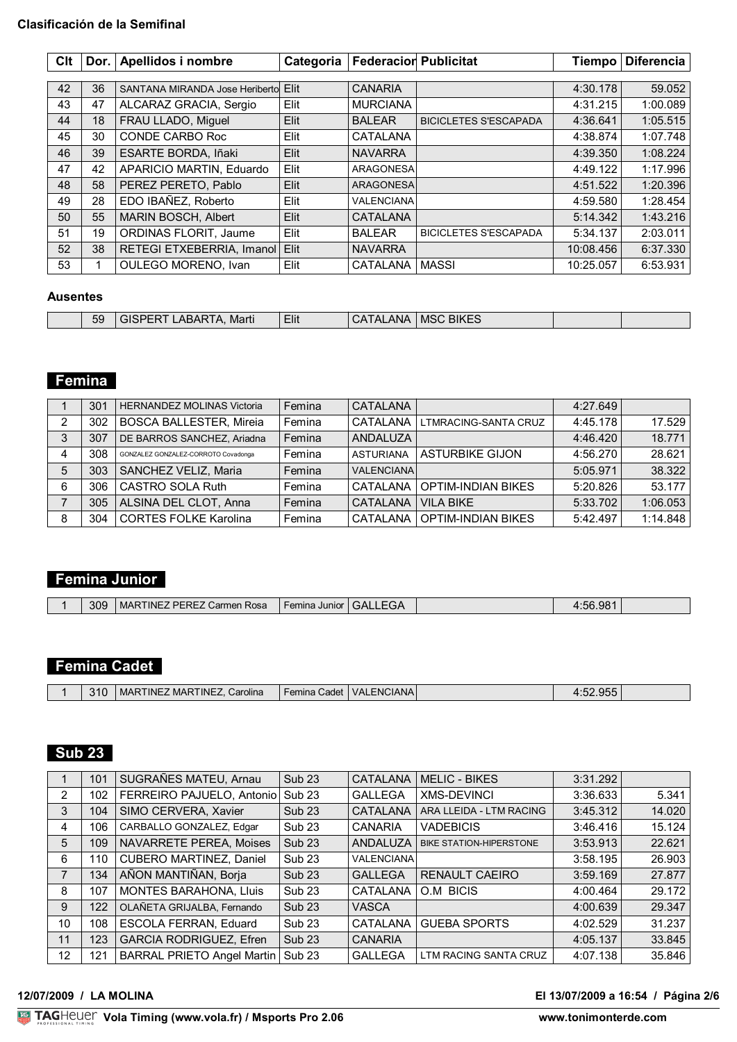**Clasificación de la Semifinal**

| Clt | Dor. | Apellidos i nombre | Categoria | Federacion | Publicitat | Tiempo | Diferencia |
|---|---|---|---|---|---|---|---|
| 42 | 36 | SANTANA MIRANDA Jose Heriberto | Elit | CANARIA | | 4:30.178 | 59.052 |
| 43 | 47 | ALCARAZ GRACIA, Sergio | Elit | MURCIANA | | 4:31.215 | 1:00.089 |
| 44 | 18 | FRAU LLADO, Miguel | Elit | BALEAR | BICICLETES S'ESCAPADA | 4:36.641 | 1:05.515 |
| 45 | 30 | CONDE CARBO Roc | Elit | CATALANA | | 4:38.874 | 1:07.748 |
| 46 | 39 | ESARTE BORDA, Iñaki | Elit | NAVARRA | | 4:39.350 | 1:08.224 |
| 47 | 42 | APARICIO MARTIN, Eduardo | Elit | ARAGONESA | | 4:49.122 | 1:17.996 |
| 48 | 58 | PEREZ PERETO, Pablo | Elit | ARAGONESA | | 4:51.522 | 1:20.396 |
| 49 | 28 | EDO IBAÑEZ, Roberto | Elit | VALENCIANA | | 4:59.580 | 1:28.454 |
| 50 | 55 | MARIN BOSCH, Albert | Elit | CATALANA | | 5:14.342 | 1:43.216 |
| 51 | 19 | ORDINAS FLORIT, Jaume | Elit | BALEAR | BICICLETES S'ESCAPADA | 5:34.137 | 2:03.011 |
| 52 | 38 | RETEGI ETXEBERRIA, Imanol | Elit | NAVARRA | | 10:08.456 | 6:37.330 |
| 53 | 1 | OULEGO MORENO, Ivan | Elit | CATALANA | MASSI | 10:25.057 | 6:53.931 |

**Ausentes**

| Clt | Dor. | Apellidos i nombre | Categoria | Federacion | Publicitat | Tiempo | Diferencia |
|---|---|---|---|---|---|---|---|
| | 59 | GISPERT LABARTA, Marti | Elit | CATALANA | MSC BIKES | | |

## Femina

| Clt | Dor. | Apellidos i nombre | Categoria | Federacion | Publicitat | Tiempo | Diferencia |
|---|---|---|---|---|---|---|---|
| 1 | 301 | HERNANDEZ MOLINAS Victoria | Femina | CATALANA | | 4:27.649 | |
| 2 | 302 | BOSCA BALLESTER, Mireia | Femina | CATALANA | LTMRACING-SANTA CRUZ | 4:45.178 | 17.529 |
| 3 | 307 | DE BARROS SANCHEZ, Ariadna | Femina | ANDALUZA | | 4:46.420 | 18.771 |
| 4 | 308 | GONZALEZ GONZALEZ-CORROTO Covadonga | Femina | ASTURIANA | ASTURBIKE GIJON | 4:56.270 | 28.621 |
| 5 | 303 | SANCHEZ VELIZ, Maria | Femina | VALENCIANA | | 5:05.971 | 38.322 |
| 6 | 306 | CASTRO SOLA Ruth | Femina | CATALANA | OPTIM-INDIAN BIKES | 5:20.826 | 53.177 |
| 7 | 305 | ALSINA DEL CLOT, Anna | Femina | CATALANA | VILA BIKE | 5:33.702 | 1:06.053 |
| 8 | 304 | CORTES FOLKE Karolina | Femina | CATALANA | OPTIM-INDIAN BIKES | 5:42.497 | 1:14.848 |

## Femina Junior

| Clt | Dor. | Apellidos i nombre | Categoria | Federacion | Publicitat | Tiempo | Diferencia |
|---|---|---|---|---|---|---|---|
| 1 | 309 | MARTINEZ PEREZ Carmen Rosa | Femina Junior | GALLEGA | | 4:56.981 | |

## Femina Cadet

| Clt | Dor. | Apellidos i nombre | Categoria | Federacion | Publicitat | Tiempo | Diferencia |
|---|---|---|---|---|---|---|---|
| 1 | 310 | MARTINEZ MARTINEZ, Carolina | Femina Cadet | VALENCIANA | | 4:52.955 | |

## Sub 23

| Clt | Dor. | Apellidos i nombre | Categoria | Federacion | Publicitat | Tiempo | Diferencia |
|---|---|---|---|---|---|---|---|
| 1 | 101 | SUGRAÑES MATEU, Arnau | Sub 23 | CATALANA | MELIC - BIKES | 3:31.292 | |
| 2 | 102 | FERREIRO PAJUELO, Antonio | Sub 23 | GALLEGA | XMS-DEVINCI | 3:36.633 | 5.341 |
| 3 | 104 | SIMO CERVERA, Xavier | Sub 23 | CATALANA | ARA LLEIDA - LTM RACING | 3:45.312 | 14.020 |
| 4 | 106 | CARBALLO GONZALEZ, Edgar | Sub 23 | CANARIA | VADEBICIS | 3:46.416 | 15.124 |
| 5 | 109 | NAVARRETE PEREA, Moises | Sub 23 | ANDALUZA | BIKE STATION-HIPERSTONE | 3:53.913 | 22.621 |
| 6 | 110 | CUBERO MARTINEZ, Daniel | Sub 23 | VALENCIANA | | 3:58.195 | 26.903 |
| 7 | 134 | AÑON MANTIÑAN, Borja | Sub 23 | GALLEGA | RENAULT CAEIRO | 3:59.169 | 27.877 |
| 8 | 107 | MONTES BARAHONA, Lluis | Sub 23 | CATALANA | O.M BICIS | 4:00.464 | 29.172 |
| 9 | 122 | OLAÑETA GRIJALBA, Fernando | Sub 23 | VASCA | | 4:00.639 | 29.347 |
| 10 | 108 | ESCOLA FERRAN, Eduard | Sub 23 | CATALANA | GUEBA SPORTS | 4:02.529 | 31.237 |
| 11 | 123 | GARCIA RODRIGUEZ, Efren | Sub 23 | CANARIA | | 4:05.137 | 33.845 |
| 12 | 121 | BARRAL PRIETO Angel Martin | Sub 23 | GALLEGA | LTM RACING SANTA CRUZ | 4:07.138 | 35.846 |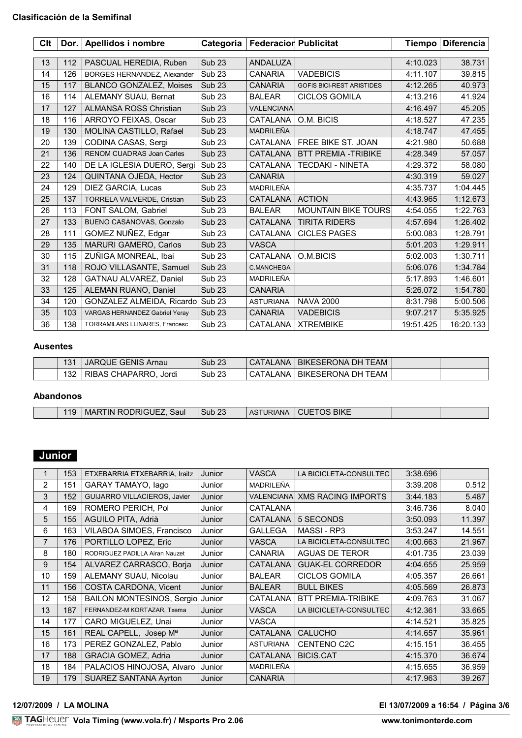**Clasificación de la Semifinal**

| Clt | Dor. | Apellidos i nombre | Categoria | Federacion | Publicitat | Tiempo | Diferencia |
|---|---|---|---|---|---|---|---|
| 13 | 112 | PASCUAL HEREDIA, Ruben | Sub 23 | ANDALUZA | | 4:10.023 | 38.731 |
| 14 | 126 | BORGES HERNANDEZ, Alexander | Sub 23 | CANARIA | VADEBICIS | 4:11.107 | 39.815 |
| 15 | 117 | BLANCO GONZALEZ, Moises | Sub 23 | CANARIA | GOFIS BICI-REST ARISTIDES | 4:12.265 | 40.973 |
| 16 | 114 | ALEMANY SUAU, Bernat | Sub 23 | BALEAR | CICLOS GOMILA | 4:13.216 | 41.924 |
| 17 | 127 | ALMANSA ROSS Christian | Sub 23 | VALENCIANA | | 4:16.497 | 45.205 |
| 18 | 116 | ARROYO FEIXAS, Oscar | Sub 23 | CATALANA | O.M. BICIS | 4:18.527 | 47.235 |
| 19 | 130 | MOLINA CASTILLO, Rafael | Sub 23 | MADRILEÑA | | 4:18.747 | 47.455 |
| 20 | 139 | CODINA CASAS, Sergi | Sub 23 | CATALANA | FREE BIKE ST. JOAN | 4:21.980 | 50.688 |
| 21 | 136 | RENOM CUADRAS Joan Carles | Sub 23 | CATALANA | BTT PREMIA -TRIBIKE | 4:28.349 | 57.057 |
| 22 | 140 | DE LA IGLESIA DUERO, Sergi | Sub 23 | CATALANA | TECDAKI - NINETA | 4:29.372 | 58.080 |
| 23 | 124 | QUINTANA OJEDA, Hector | Sub 23 | CANARIA | | 4:30.319 | 59.027 |
| 24 | 129 | DIEZ GARCIA, Lucas | Sub 23 | MADRILEÑA | | 4:35.737 | 1:04.445 |
| 25 | 137 | TORRELA VALVERDE, Cristian | Sub 23 | CATALANA | ACTION | 4:43.965 | 1:12.673 |
| 26 | 113 | FONT SALOM, Gabriel | Sub 23 | BALEAR | MOUNTAIN BIKE TOURS | 4:54.055 | 1:22.763 |
| 27 | 133 | BUENO CASANOVAS, Gonzalo | Sub 23 | CATALANA | TIRITA RIDERS | 4:57.694 | 1:26.402 |
| 28 | 111 | GOMEZ NUÑEZ, Edgar | Sub 23 | CATALANA | CICLES PAGES | 5:00.083 | 1:28.791 |
| 29 | 135 | MARURI GAMERO, Carlos | Sub 23 | VASCA | | 5:01.203 | 1:29.911 |
| 30 | 115 | ZUÑIGA MONREAL, Ibai | Sub 23 | CATALANA | O.M.BICIS | 5:02.003 | 1:30.711 |
| 31 | 118 | ROJO VILLASANTE, Samuel | Sub 23 | C.MANCHEGA | | 5:06.076 | 1:34.784 |
| 32 | 128 | GATNAU ALVAREZ, Daniel | Sub 23 | MADRILEÑA | | 5:17.893 | 1:46.601 |
| 33 | 125 | ALEMAN RUANO, Daniel | Sub 23 | CANARIA | | 5:26.072 | 1:54.780 |
| 34 | 120 | GONZALEZ ALMEIDA, Ricardo | Sub 23 | ASTURIANA | NAVA 2000 | 8:31.798 | 5:00.506 |
| 35 | 103 | VARGAS HERNANDEZ Gabriel Yeray | Sub 23 | CANARIA | VADEBICIS | 9:07.217 | 5:35.925 |
| 36 | 138 | TORRAMILANS LLINARES, Francesc | Sub 23 | CATALANA | XTREMBIKE | 19:51.425 | 16:20.133 |

**Ausentes**

| Clt | Dor. | Apellidos i nombre | Categoria | Federacion | Publicitat | Tiempo | Diferencia |
|---|---|---|---|---|---|---|---|
| | 131 | JARQUE GENIS Arnau | Sub 23 | CATALANA | BIKESERONA DH TEAM | | |
| | 132 | RIBAS CHAPARRO, Jordi | Sub 23 | CATALANA | BIKESERONA DH TEAM | | |

**Abandonos**

| Clt | Dor. | Apellidos i nombre | Categoria | Federacion | Publicitat | Tiempo | Diferencia |
|---|---|---|---|---|---|---|---|
| | 119 | MARTIN RODRIGUEZ, Saul | Sub 23 | ASTURIANA | CUETOS BIKE | | |

## Junior

| Clt | Dor. | Apellidos i nombre | Categoria | Federacion | Publicitat | Tiempo | Diferencia |
|---|---|---|---|---|---|---|---|
| 1 | 153 | ETXEBARRIA ETXEBARRIA, Iraitz | Junior | VASCA | LA BICICLETA-CONSULTEC | 3:38.696 | |
| 2 | 151 | GARAY TAMAYO, Iago | Junior | MADRILEÑA | | 3:39.208 | 0.512 |
| 3 | 152 | GUIJARRO VILLACIEROS, Javier | Junior | VALENCIANA | XMS RACING IMPORTS | 3:44.183 | 5.487 |
| 4 | 169 | ROMERO PERICH, Pol | Junior | CATALANA | | 3:46.736 | 8.040 |
| 5 | 155 | AGUILO PITA, Adrià | Junior | CATALANA | 5 SECONDS | 3:50.093 | 11.397 |
| 6 | 163 | VILABOA SIMOES, Francisco | Junior | GALLEGA | MASSI - RP3 | 3:53.247 | 14.551 |
| 7 | 176 | PORTILLO LOPEZ, Eric | Junior | VASCA | LA BICICLETA-CONSULTEC | 4:00.663 | 21.967 |
| 8 | 180 | RODRIGUEZ PADILLA Airan Nauzet | Junior | CANARIA | AGUAS DE TEROR | 4:01.735 | 23.039 |
| 9 | 154 | ALVAREZ CARRASCO, Borja | Junior | CATALANA | GUAK-EL CORREDOR | 4:04.655 | 25.959 |
| 10 | 159 | ALEMANY SUAU, Nicolau | Junior | BALEAR | CICLOS GOMILA | 4:05.357 | 26.661 |
| 11 | 156 | COSTA CARDONA, Vicent | Junior | BALEAR | BULL BIKES | 4:05.569 | 26.873 |
| 12 | 158 | BAILON MONTESINOS, Sergio | Junior | CATALANA | BTT PREMIA-TRIBIKE | 4:09.763 | 31.067 |
| 13 | 187 | FERNANDEZ-M KORTAZAR, Txema | Junior | VASCA | LA BICICLETA-CONSULTEC | 4:12.361 | 33.665 |
| 14 | 177 | CARO MIGUELEZ, Unai | Junior | VASCA | | 4:14.521 | 35.825 |
| 15 | 161 | REAL CAPELL, Josep Mª | Junior | CATALANA | CALUCHO | 4:14.657 | 35.961 |
| 16 | 173 | PEREZ GONZALEZ, Pablo | Junior | ASTURIANA | CENTENO C2C | 4:15.151 | 36.455 |
| 17 | 188 | GRACIA GOMEZ, Adria | Junior | CATALANA | BICIS.CAT | 4:15.370 | 36.674 |
| 18 | 184 | PALACIOS HINOJOSA, Alvaro | Junior | MADRILEÑA | | 4:15.655 | 36.959 |
| 19 | 179 | SUAREZ SANTANA Ayrton | Junior | CANARIA | | 4:17.963 | 39.267 |

12/07/2009 / LA MOLINA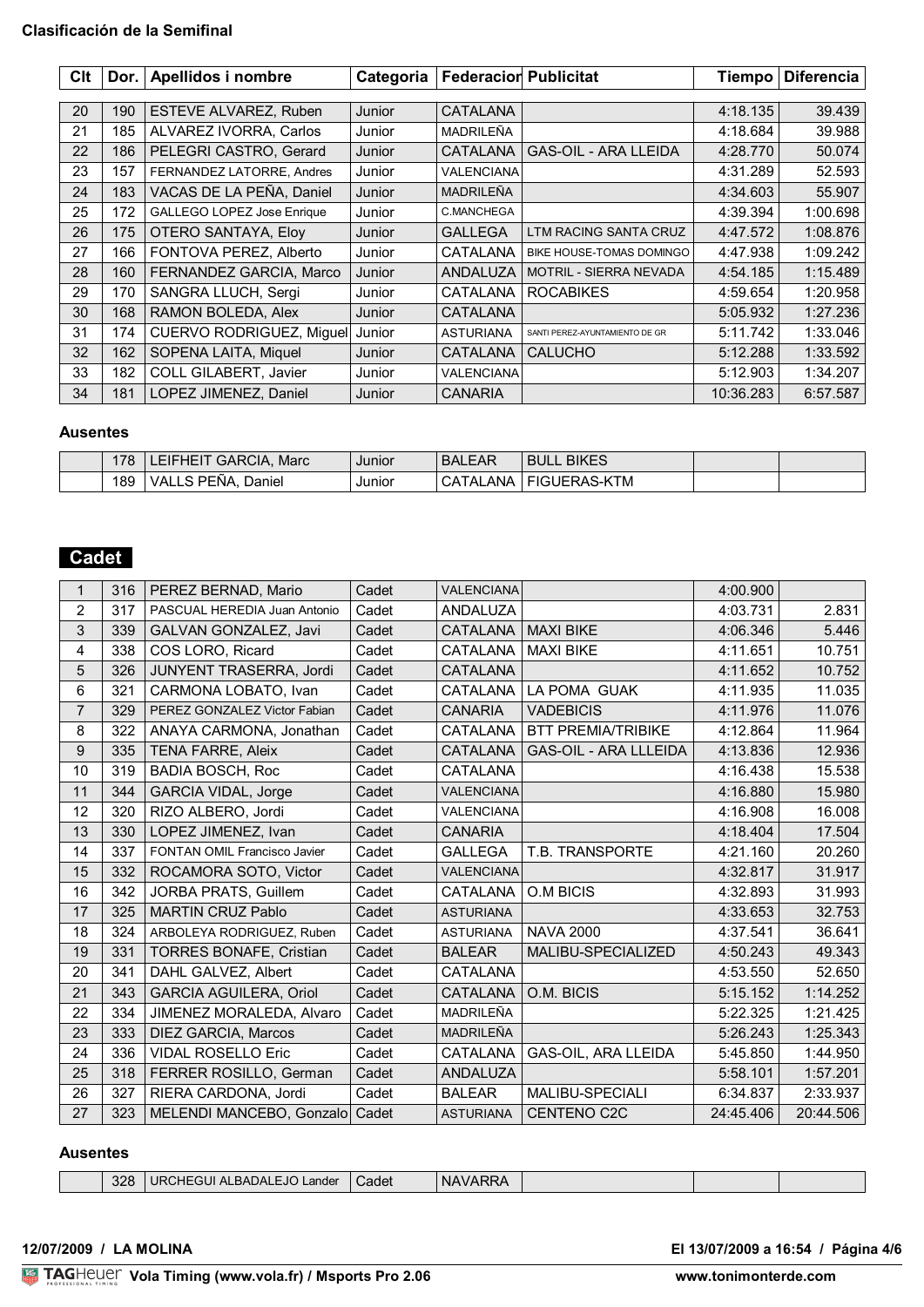**Clasificación de la Semifinal**

| Clt | Dor. | Apellidos i nombre | Categoria | Federacion | Publicitat | Tiempo | Diferencia |
|---|---|---|---|---|---|---|---|
| 20 | 190 | ESTEVE ALVAREZ, Ruben | Junior | CATALANA | | 4:18.135 | 39.439 |
| 21 | 185 | ALVAREZ IVORRA, Carlos | Junior | MADRILEÑA | | 4:18.684 | 39.988 |
| 22 | 186 | PELEGRI CASTRO, Gerard | Junior | CATALANA | GAS-OIL - ARA LLEIDA | 4:28.770 | 50.074 |
| 23 | 157 | FERNANDEZ LATORRE, Andres | Junior | VALENCIANA | | 4:31.289 | 52.593 |
| 24 | 183 | VACAS DE LA PEÑA, Daniel | Junior | MADRILEÑA | | 4:34.603 | 55.907 |
| 25 | 172 | GALLEGO LOPEZ Jose Enrique | Junior | C.MANCHEGA | | 4:39.394 | 1:00.698 |
| 26 | 175 | OTERO SANTAYA, Eloy | Junior | GALLEGA | LTM RACING SANTA CRUZ | 4:47.572 | 1:08.876 |
| 27 | 166 | FONTOVA PEREZ, Alberto | Junior | CATALANA | BIKE HOUSE-TOMAS DOMINGO | 4:47.938 | 1:09.242 |
| 28 | 160 | FERNANDEZ GARCIA, Marco | Junior | ANDALUZA | MOTRIL - SIERRA NEVADA | 4:54.185 | 1:15.489 |
| 29 | 170 | SANGRA LLUCH, Sergi | Junior | CATALANA | ROCABIKES | 4:59.654 | 1:20.958 |
| 30 | 168 | RAMON BOLEDA, Alex | Junior | CATALANA | | 5:05.932 | 1:27.236 |
| 31 | 174 | CUERVO RODRIGUEZ, Miguel | Junior | ASTURIANA | SANTI PEREZ-AYUNTAMIENTO DE GR | 5:11.742 | 1:33.046 |
| 32 | 162 | SOPENA LAITA, Miquel | Junior | CATALANA | CALUCHO | 5:12.288 | 1:33.592 |
| 33 | 182 | COLL GILABERT, Javier | Junior | VALENCIANA | | 5:12.903 | 1:34.207 |
| 34 | 181 | LOPEZ JIMENEZ, Daniel | Junior | CANARIA | | 10:36.283 | 6:57.587 |

**Ausentes**

| Clt | Dor. | Apellidos i nombre | Categoria | Federacion | Publicitat | Tiempo | Diferencia |
|---|---|---|---|---|---|---|---|
| | 178 | LEIFHEIT GARCIA, Marc | Junior | BALEAR | BULL BIKES | | |
| | 189 | VALLS PEÑA, Daniel | Junior | CATALANA | FIGUERAS-KTM | | |

## Cadet

| Clt | Dor. | Apellidos i nombre | Categoria | Federacion | Publicitat | Tiempo | Diferencia |
|---|---|---|---|---|---|---|---|
| 1 | 316 | PEREZ BERNAD, Mario | Cadet | VALENCIANA | | 4:00.900 | |
| 2 | 317 | PASCUAL HEREDIA Juan Antonio | Cadet | ANDALUZA | | 4:03.731 | 2.831 |
| 3 | 339 | GALVAN GONZALEZ, Javi | Cadet | CATALANA | MAXI BIKE | 4:06.346 | 5.446 |
| 4 | 338 | COS LORO, Ricard | Cadet | CATALANA | MAXI BIKE | 4:11.651 | 10.751 |
| 5 | 326 | JUNYENT TRASERRA, Jordi | Cadet | CATALANA | | 4:11.652 | 10.752 |
| 6 | 321 | CARMONA LOBATO, Ivan | Cadet | CATALANA | LA POMA GUAK | 4:11.935 | 11.035 |
| 7 | 329 | PEREZ GONZALEZ Victor Fabian | Cadet | CANARIA | VADEBICIS | 4:11.976 | 11.076 |
| 8 | 322 | ANAYA CARMONA, Jonathan | Cadet | CATALANA | BTT PREMIA/TRIBIKE | 4:12.864 | 11.964 |
| 9 | 335 | TENA FARRE, Aleix | Cadet | CATALANA | GAS-OIL - ARA LLLEIDA | 4:13.836 | 12.936 |
| 10 | 319 | BADIA BOSCH, Roc | Cadet | CATALANA | | 4:16.438 | 15.538 |
| 11 | 344 | GARCIA VIDAL, Jorge | Cadet | VALENCIANA | | 4:16.880 | 15.980 |
| 12 | 320 | RIZO ALBERO, Jordi | Cadet | VALENCIANA | | 4:16.908 | 16.008 |
| 13 | 330 | LOPEZ JIMENEZ, Ivan | Cadet | CANARIA | | 4:18.404 | 17.504 |
| 14 | 337 | FONTAN OMIL Francisco Javier | Cadet | GALLEGA | T.B. TRANSPORTE | 4:21.160 | 20.260 |
| 15 | 332 | ROCAMORA SOTO, Victor | Cadet | VALENCIANA | | 4:32.817 | 31.917 |
| 16 | 342 | JORBA PRATS, Guillem | Cadet | CATALANA | O.M BICIS | 4:32.893 | 31.993 |
| 17 | 325 | MARTIN CRUZ Pablo | Cadet | ASTURIANA | | 4:33.653 | 32.753 |
| 18 | 324 | ARBOLEYA RODRIGUEZ, Ruben | Cadet | ASTURIANA | NAVA 2000 | 4:37.541 | 36.641 |
| 19 | 331 | TORRES BONAFE, Cristian | Cadet | BALEAR | MALIBU-SPECIALIZED | 4:50.243 | 49.343 |
| 20 | 341 | DAHL GALVEZ, Albert | Cadet | CATALANA | | 4:53.550 | 52.650 |
| 21 | 343 | GARCIA AGUILERA, Oriol | Cadet | CATALANA | O.M. BICIS | 5:15.152 | 1:14.252 |
| 22 | 334 | JIMENEZ MORALEDA, Alvaro | Cadet | MADRILEÑA | | 5:22.325 | 1:21.425 |
| 23 | 333 | DIEZ GARCIA, Marcos | Cadet | MADRILEÑA | | 5:26.243 | 1:25.343 |
| 24 | 336 | VIDAL ROSELLO Eric | Cadet | CATALANA | GAS-OIL, ARA LLEIDA | 5:45.850 | 1:44.950 |
| 25 | 318 | FERRER ROSILLO, German | Cadet | ANDALUZA | | 5:58.101 | 1:57.201 |
| 26 | 327 | RIERA CARDONA, Jordi | Cadet | BALEAR | MALIBU-SPECIALI | 6:34.837 | 2:33.937 |
| 27 | 323 | MELENDI MANCEBO, Gonzalo | Cadet | ASTURIANA | CENTENO C2C | 24:45.406 | 20:44.506 |

**Ausentes**

| Clt | Dor. | Apellidos i nombre | Categoria | Federacion | Publicitat | Tiempo | Diferencia |
|---|---|---|---|---|---|---|---|
| | 328 | URCHEGUI ALBADALEJO Lander | Cadet | NAVARRA | | | |

**12/07/2009 / LA MOLINA**

TAGHeuer Vola Timing (www.vola.fr) / Msports Pro 2.06

El 13/07/2009 a 16:54

www.tonimonterde.com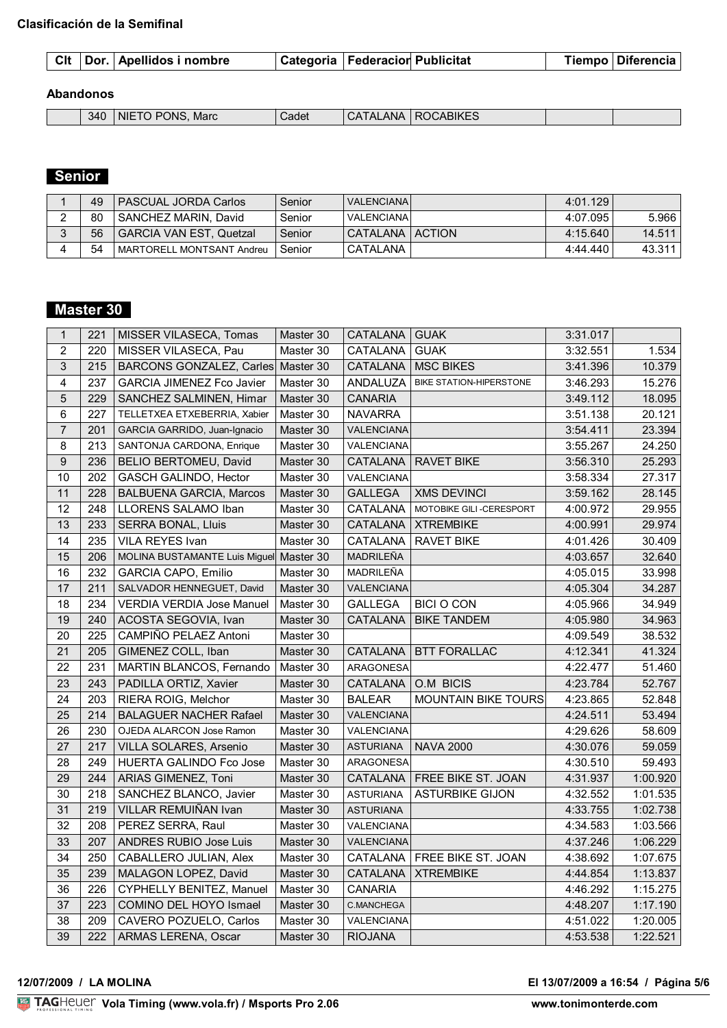**Clasificación de la Semifinal**

| Clt | Dor. | Apellidos i nombre | Categoria | Federacion | Publicitat | Tiempo | Diferencia |
|---|---|---|---|---|---|---|---|

**Abandonos**

| Clt | Dor. | Apellidos i nombre | Categoria | Federacion | Publicitat | Tiempo | Diferencia |
|---|---|---|---|---|---|---|---|
| | 340 | NIETO PONS, Marc | Cadet | CATALANA | ROCABIKES | | |

## Senior

| Clt | Dor. | Apellidos i nombre | Categoria | Federacion | Publicitat | Tiempo | Diferencia |
|---|---|---|---|---|---|---|---|
| 1 | 49 | PASCUAL JORDA Carlos | Senior | VALENCIANA | | 4:01.129 | |
| 2 | 80 | SANCHEZ MARIN, David | Senior | VALENCIANA | | 4:07.095 | 5.966 |
| 3 | 56 | GARCIA VAN EST, Quetzal | Senior | CATALANA | ACTION | 4:15.640 | 14.511 |
| 4 | 54 | MARTORELL MONTSANT Andreu | Senior | CATALANA | | 4:44.440 | 43.311 |

## Master 30

| Clt | Dor. | Apellidos i nombre | Categoria | Federacion | Publicitat | Tiempo | Diferencia |
|---|---|---|---|---|---|---|---|
| 1 | 221 | MISSER VILASECA, Tomas | Master 30 | CATALANA | GUAK | 3:31.017 | |
| 2 | 220 | MISSER VILASECA, Pau | Master 30 | CATALANA | GUAK | 3:32.551 | 1.534 |
| 3 | 215 | BARCONS GONZALEZ, Carles | Master 30 | CATALANA | MSC BIKES | 3:41.396 | 10.379 |
| 4 | 237 | GARCIA JIMENEZ Fco Javier | Master 30 | ANDALUZA | BIKE STATION-HIPERSTONE | 3:46.293 | 15.276 |
| 5 | 229 | SANCHEZ SALMINEN, Himar | Master 30 | CANARIA | | 3:49.112 | 18.095 |
| 6 | 227 | TELLETXEA ETXEBERRIA, Xabier | Master 30 | NAVARRA | | 3:51.138 | 20.121 |
| 7 | 201 | GARCIA GARRIDO, Juan-Ignacio | Master 30 | VALENCIANA | | 3:54.411 | 23.394 |
| 8 | 213 | SANTONJA CARDONA, Enrique | Master 30 | VALENCIANA | | 3:55.267 | 24.250 |
| 9 | 236 | BELIO BERTOMEU, David | Master 30 | CATALANA | RAVET BIKE | 3:56.310 | 25.293 |
| 10 | 202 | GASCH GALINDO, Hector | Master 30 | VALENCIANA | | 3:58.334 | 27.317 |
| 11 | 228 | BALBUENA GARCIA, Marcos | Master 30 | GALLEGA | XMS DEVINCI | 3:59.162 | 28.145 |
| 12 | 248 | LLORENS SALAMO Iban | Master 30 | CATALANA | MOTOBIKE GILI -CERESPORT | 4:00.972 | 29.955 |
| 13 | 233 | SERRA BONAL, Lluis | Master 30 | CATALANA | XTREMBIKE | 4:00.991 | 29.974 |
| 14 | 235 | VILA REYES Ivan | Master 30 | CATALANA | RAVET BIKE | 4:01.426 | 30.409 |
| 15 | 206 | MOLINA BUSTAMANTE Luis Miguel | Master 30 | MADRILEÑA | | 4:03.657 | 32.640 |
| 16 | 232 | GARCIA CAPO, Emilio | Master 30 | MADRILEÑA | | 4:05.015 | 33.998 |
| 17 | 211 | SALVADOR HENNEGUET, David | Master 30 | VALENCIANA | | 4:05.304 | 34.287 |
| 18 | 234 | VERDIA VERDIA Jose Manuel | Master 30 | GALLEGA | BICI O CON | 4:05.966 | 34.949 |
| 19 | 240 | ACOSTA SEGOVIA, Ivan | Master 30 | CATALANA | BIKE TANDEM | 4:05.980 | 34.963 |
| 20 | 225 | CAMPIÑO PELAEZ Antoni | Master 30 | | | 4:09.549 | 38.532 |
| 21 | 205 | GIMENEZ COLL, Iban | Master 30 | CATALANA | BTT FORALLAC | 4:12.341 | 41.324 |
| 22 | 231 | MARTIN BLANCOS, Fernando | Master 30 | ARAGONESA | | 4:22.477 | 51.460 |
| 23 | 243 | PADILLA ORTIZ, Xavier | Master 30 | CATALANA | O.M BICIS | 4:23.784 | 52.767 |
| 24 | 203 | RIERA ROIG, Melchor | Master 30 | BALEAR | MOUNTAIN BIKE TOURS | 4:23.865 | 52.848 |
| 25 | 214 | BALAGUER NACHER Rafael | Master 30 | VALENCIANA | | 4:24.511 | 53.494 |
| 26 | 230 | OJEDA ALARCON Jose Ramon | Master 30 | VALENCIANA | | 4:29.626 | 58.609 |
| 27 | 217 | VILLA SOLARES, Arsenio | Master 30 | ASTURIANA | NAVA 2000 | 4:30.076 | 59.059 |
| 28 | 249 | HUERTA GALINDO Fco Jose | Master 30 | ARAGONESA | | 4:30.510 | 59.493 |
| 29 | 244 | ARIAS GIMENEZ, Toni | Master 30 | CATALANA | FREE BIKE ST. JOAN | 4:31.937 | 1:00.920 |
| 30 | 218 | SANCHEZ BLANCO, Javier | Master 30 | ASTURIANA | ASTURBIKE GIJON | 4:32.552 | 1:01.535 |
| 31 | 219 | VILLAR REMUIÑAN Ivan | Master 30 | ASTURIANA | | 4:33.755 | 1:02.738 |
| 32 | 208 | PEREZ SERRA, Raul | Master 30 | VALENCIANA | | 4:34.583 | 1:03.566 |
| 33 | 207 | ANDRES RUBIO Jose Luis | Master 30 | VALENCIANA | | 4:37.246 | 1:06.229 |
| 34 | 250 | CABALLERO JULIAN, Alex | Master 30 | CATALANA | FREE BIKE ST. JOAN | 4:38.692 | 1:07.675 |
| 35 | 239 | MALAGON LOPEZ, David | Master 30 | CATALANA | XTREMBIKE | 4:44.854 | 1:13.837 |
| 36 | 226 | CYPHELLY BENITEZ, Manuel | Master 30 | CANARIA | | 4:46.292 | 1:15.275 |
| 37 | 223 | COMINO DEL HOYO Ismael | Master 30 | C.MANCHEGA | | 4:48.207 | 1:17.190 |
| 38 | 209 | CAVERO POZUELO, Carlos | Master 30 | VALENCIANA | | 4:51.022 | 1:20.005 |
| 39 | 222 | ARMAS LERENA, Oscar | Master 30 | RIOJANA | | 4:53.538 | 1:22.521 |

**12/07/2009 / LA MOLINA**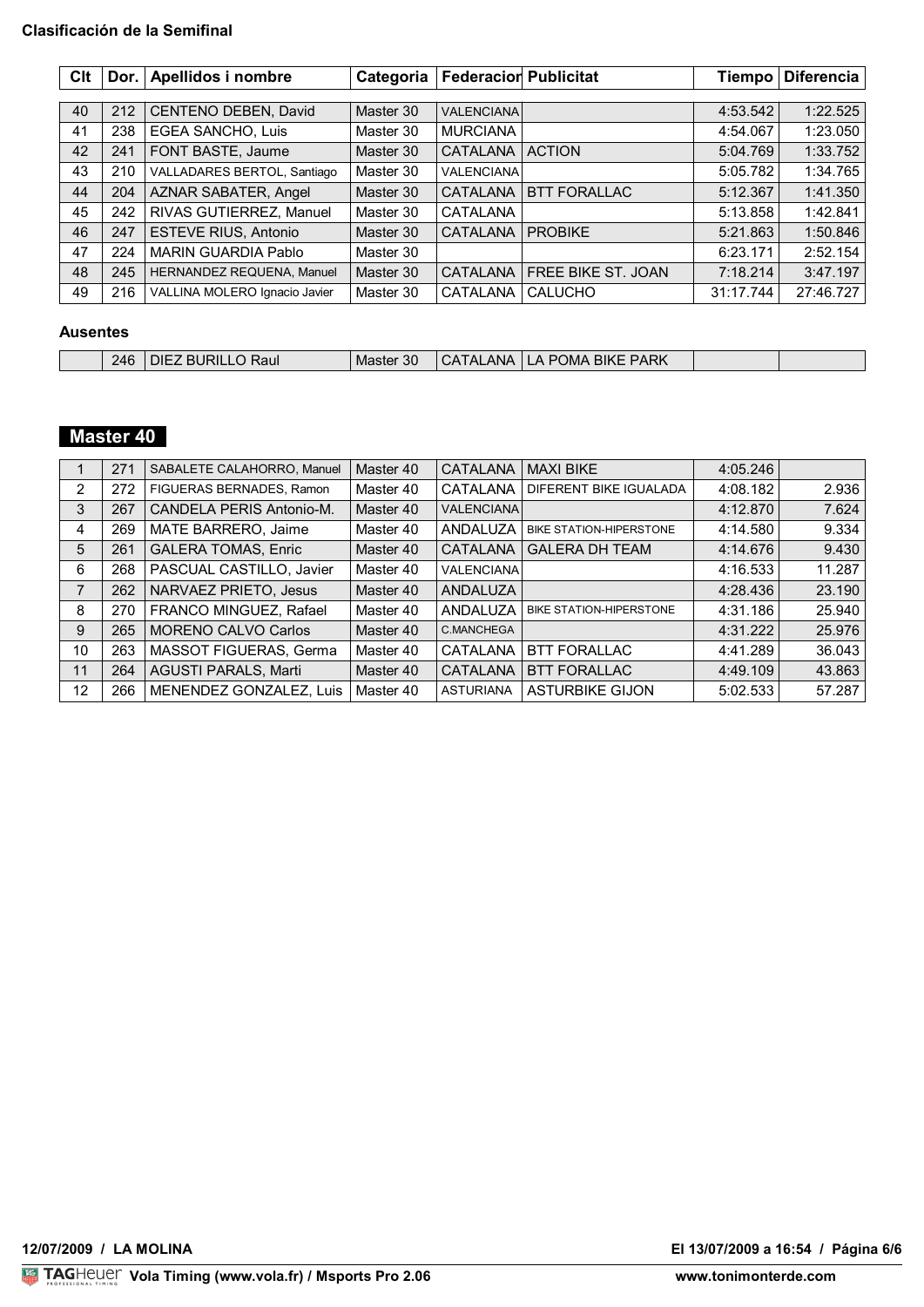**Clasificación de la Semifinal**

| Clt | Dor. | Apellidos i nombre | Categoria | Federacion | Publicitat | Tiempo | Diferencia |
|---|---|---|---|---|---|---|---|
| 40 | 212 | CENTENO DEBEN, David | Master 30 | VALENCIANA | | 4:53.542 | 1:22.525 |
| 41 | 238 | EGEA SANCHO, Luis | Master 30 | MURCIANA | | 4:54.067 | 1:23.050 |
| 42 | 241 | FONT BASTE, Jaume | Master 30 | CATALANA | ACTION | 5:04.769 | 1:33.752 |
| 43 | 210 | VALLADARES BERTOL, Santiago | Master 30 | VALENCIANA | | 5:05.782 | 1:34.765 |
| 44 | 204 | AZNAR SABATER, Angel | Master 30 | CATALANA | BTT FORALLAC | 5:12.367 | 1:41.350 |
| 45 | 242 | RIVAS GUTIERREZ, Manuel | Master 30 | CATALANA | | 5:13.858 | 1:42.841 |
| 46 | 247 | ESTEVE RIUS, Antonio | Master 30 | CATALANA | PROBIKE | 5:21.863 | 1:50.846 |
| 47 | 224 | MARIN GUARDIA Pablo | Master 30 | | | 6:23.171 | 2:52.154 |
| 48 | 245 | HERNANDEZ REQUENA, Manuel | Master 30 | CATALANA | FREE BIKE ST. JOAN | 7:18.214 | 3:47.197 |
| 49 | 216 | VALLINA MOLERO Ignacio Javier | Master 30 | CATALANA | CALUCHO | 31:17.744 | 27:46.727 |

**Ausentes**

| | | | | | | | |
|---|---|---|---|---|---|---|---|
| | 246 | DIEZ BURILLO Raul | Master 30 | CATALANA | LA POMA BIKE PARK | | |

## Master 40

| | | | | | | | |
|---|---|---|---|---|---|---|---|
| 1 | 271 | SABALETE CALAHORRO, Manuel | Master 40 | CATALANA | MAXI BIKE | 4:05.246 | |
| 2 | 272 | FIGUERAS BERNADES, Ramon | Master 40 | CATALANA | DIFERENT BIKE IGUALADA | 4:08.182 | 2.936 |
| 3 | 267 | CANDELA PERIS Antonio-M. | Master 40 | VALENCIANA | | 4:12.870 | 7.624 |
| 4 | 269 | MATE BARRERO, Jaime | Master 40 | ANDALUZA | BIKE STATION-HIPERSTONE | 4:14.580 | 9.334 |
| 5 | 261 | GALERA TOMAS, Enric | Master 40 | CATALANA | GALERA DH TEAM | 4:14.676 | 9.430 |
| 6 | 268 | PASCUAL CASTILLO, Javier | Master 40 | VALENCIANA | | 4:16.533 | 11.287 |
| 7 | 262 | NARVAEZ PRIETO, Jesus | Master 40 | ANDALUZA | | 4:28.436 | 23.190 |
| 8 | 270 | FRANCO MINGUEZ, Rafael | Master 40 | ANDALUZA | BIKE STATION-HIPERSTONE | 4:31.186 | 25.940 |
| 9 | 265 | MORENO CALVO Carlos | Master 40 | C.MANCHEGA | | 4:31.222 | 25.976 |
| 10 | 263 | MASSOT FIGUERAS, Germa | Master 40 | CATALANA | BTT FORALLAC | 4:41.289 | 36.043 |
| 11 | 264 | AGUSTI PARALS, Marti | Master 40 | CATALANA | BTT FORALLAC | 4:49.109 | 43.863 |
| 12 | 266 | MENENDEZ GONZALEZ, Luis | Master 40 | ASTURIANA | ASTURBIKE GIJON | 5:02.533 | 57.287 |

12/07/2009 / LA MOLINA

El 13/07/2009 a 16:54

TAGHeuer Vola Timing (www.vola.fr) / Msports Pro 2.06

www.tonimonterde.com